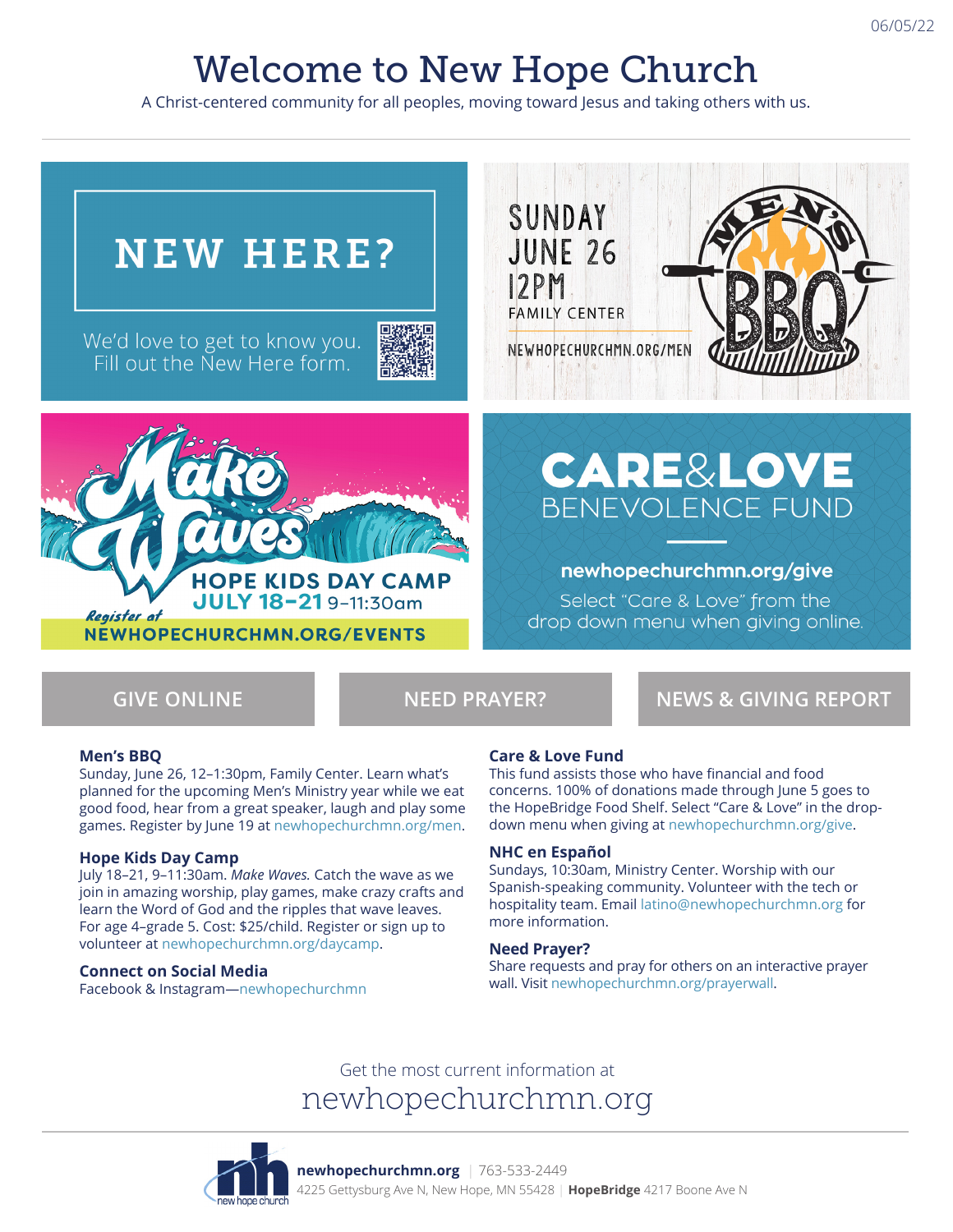06/05/22

# Welcome to New Hope Church

A Christ-centered community for all peoples, moving toward Jesus and taking others with us.

## NEW HERE?

We'd love to get to know you. Fill out the New Here form.

SUNDAY JUNE 26 12PM
FAMILY CENTER
NEWHOPECHURCHMN.ORG/MEN

MEN'S BBQ

Make Waves

HOPE KIDS DAY CAMP
JULY 18–21 9–11:30am
Register at
NEWHOPECHURCHMN.ORG/EVENTS

## CARE&LOVE BENEVOLENCE FUND

newhopechurchmn.org/give

Select "Care & Love" from the drop down menu when giving online.

GIVE ONLINE | NEED PRAYER? | NEWS & GIVING REPORT

### Men's BBQ

Sunday, June 26, 12–1:30pm, Family Center. Learn what's planned for the upcoming Men's Ministry year while we eat good food, hear from a great speaker, laugh and play some games. Register by June 19 at newhopechurchmn.org/men.

### Hope Kids Day Camp

July 18–21, 9–11:30am. *Make Waves.* Catch the wave as we join in amazing worship, play games, make crazy crafts and learn the Word of God and the ripples that wave leaves. For age 4–grade 5. Cost: $25/child. Register or sign up to volunteer at newhopechurchmn.org/daycamp.

### Connect on Social Media

Facebook & Instagram—newhopechurchmn

### Care & Love Fund

This fund assists those who have financial and food concerns. 100% of donations made through June 5 goes to the HopeBridge Food Shelf. Select "Care & Love" in the drop-down menu when giving at newhopechurchmn.org/give.

### NHC en Español

Sundays, 10:30am, Ministry Center. Worship with our Spanish-speaking community. Volunteer with the tech or hospitality team. Email latino@newhopechurchmn.org for more information.

### Need Prayer?

Share requests and pray for others on an interactive prayer wall. Visit newhopechurchmn.org/prayerwall.

Get the most current information at

newhopechurchmn.org

new hope church

**newhopechurchmn.org** | 763-533-2449
4225 Gettysburg Ave N, New Hope, MN 55428 | **HopeBridge** 4217 Boone Ave N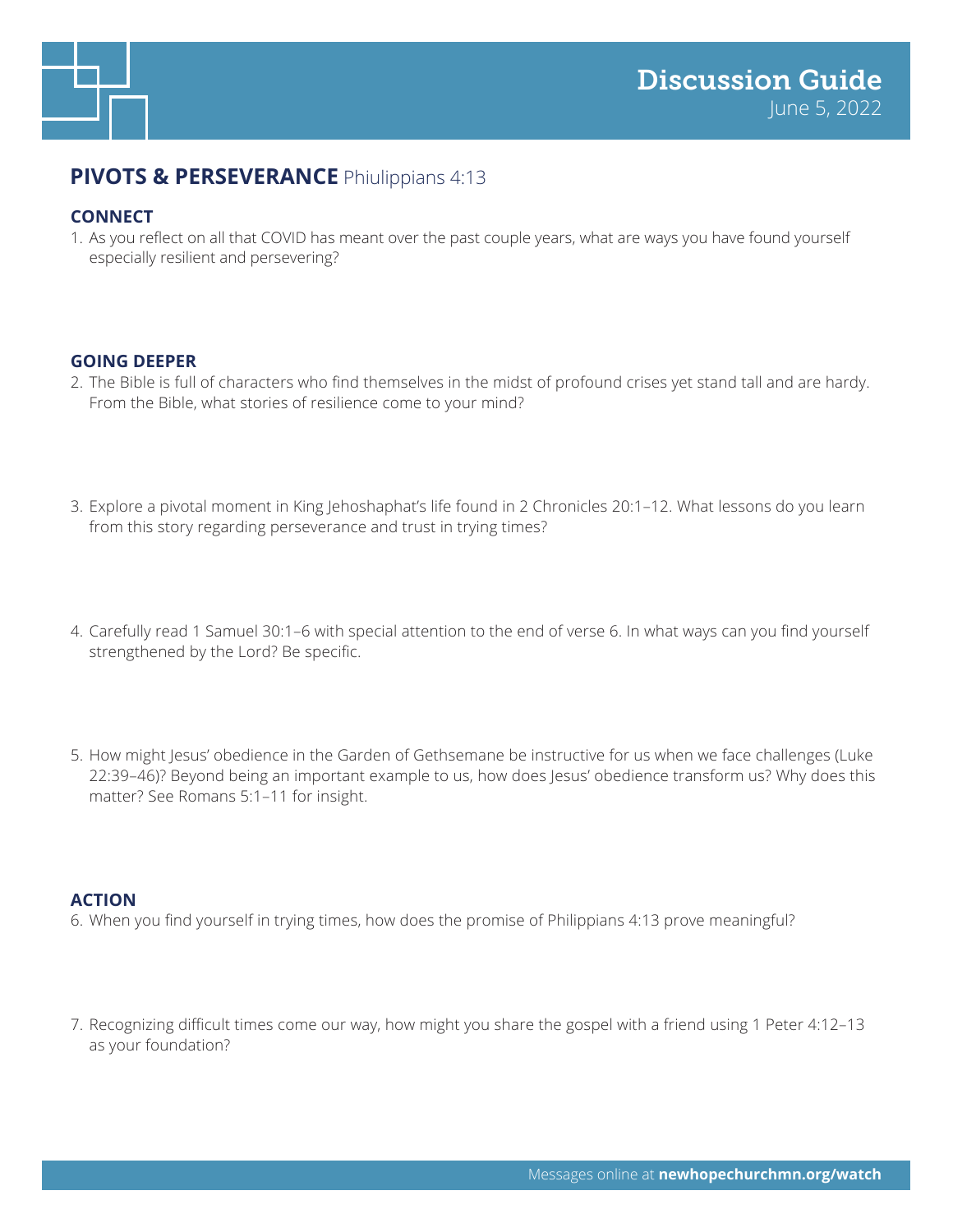# Discussion Guide

June 5, 2022

## **PIVOTS & PERSEVERANCE** Phiulippians 4:13

### CONNECT

1. As you reflect on all that COVID has meant over the past couple years, what are ways you have found yourself especially resilient and persevering?

### GOING DEEPER

2. The Bible is full of characters who find themselves in the midst of profound crises yet stand tall and are hardy. From the Bible, what stories of resilience come to your mind?

3. Explore a pivotal moment in King Jehoshaphat's life found in 2 Chronicles 20:1–12. What lessons do you learn from this story regarding perseverance and trust in trying times?

4. Carefully read 1 Samuel 30:1–6 with special attention to the end of verse 6. In what ways can you find yourself strengthened by the Lord? Be specific.

5. How might Jesus' obedience in the Garden of Gethsemane be instructive for us when we face challenges (Luke 22:39–46)? Beyond being an important example to us, how does Jesus' obedience transform us? Why does this matter? See Romans 5:1–11 for insight.

### ACTION

6. When you find yourself in trying times, how does the promise of Philippians 4:13 prove meaningful?

7. Recognizing difficult times come our way, how might you share the gospel with a friend using 1 Peter 4:12–13 as your foundation?

Messages online at **newhopechurchmn.org/watch**